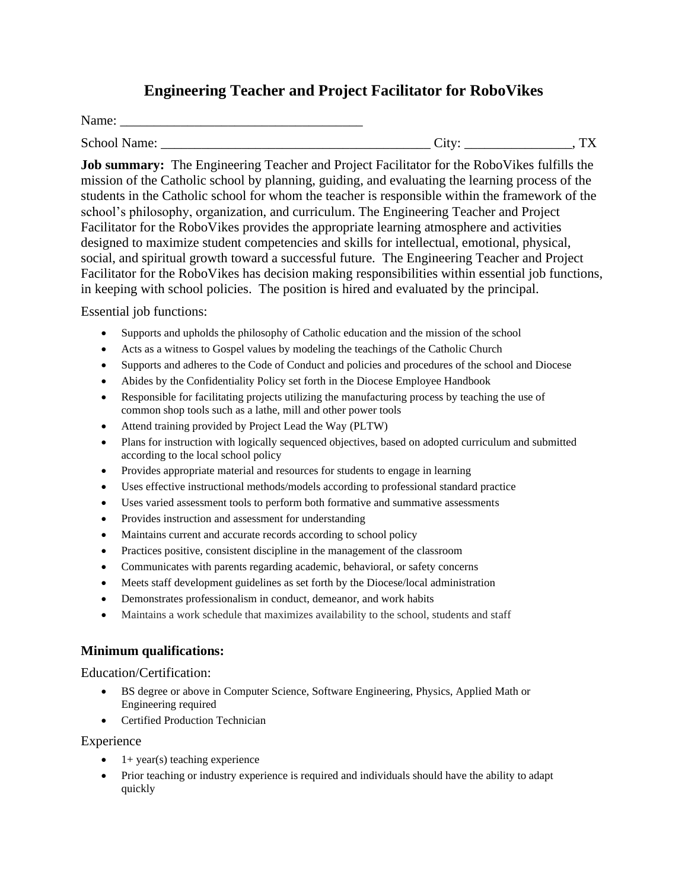# Engineering Teacher and Project Facilitator for RoboVikes

Name: ____________________________________

School Name: ________________________________________ City: ________________, TX

**Job summary:** The Engineering Teacher and Project Facilitator for the RoboVikes fulfills the mission of the Catholic school by planning, guiding, and evaluating the learning process of the students in the Catholic school for whom the teacher is responsible within the framework of the school's philosophy, organization, and curriculum. The Engineering Teacher and Project Facilitator for the RoboVikes provides the appropriate learning atmosphere and activities designed to maximize student competencies and skills for intellectual, emotional, physical, social, and spiritual growth toward a successful future. The Engineering Teacher and Project Facilitator for the RoboVikes has decision making responsibilities within essential job functions, in keeping with school policies. The position is hired and evaluated by the principal.

Essential job functions:

- Supports and upholds the philosophy of Catholic education and the mission of the school
- Acts as a witness to Gospel values by modeling the teachings of the Catholic Church
- Supports and adheres to the Code of Conduct and policies and procedures of the school and Diocese
- Abides by the Confidentiality Policy set forth in the Diocese Employee Handbook
- Responsible for facilitating projects utilizing the manufacturing process by teaching the use of common shop tools such as a lathe, mill and other power tools
- Attend training provided by Project Lead the Way (PLTW)
- Plans for instruction with logically sequenced objectives, based on adopted curriculum and submitted according to the local school policy
- Provides appropriate material and resources for students to engage in learning
- Uses effective instructional methods/models according to professional standard practice
- Uses varied assessment tools to perform both formative and summative assessments
- Provides instruction and assessment for understanding
- Maintains current and accurate records according to school policy
- Practices positive, consistent discipline in the management of the classroom
- Communicates with parents regarding academic, behavioral, or safety concerns
- Meets staff development guidelines as set forth by the Diocese/local administration
- Demonstrates professionalism in conduct, demeanor, and work habits
- Maintains a work schedule that maximizes availability to the school, students and staff

## Minimum qualifications:

Education/Certification:

- BS degree or above in Computer Science, Software Engineering, Physics, Applied Math or Engineering required
- Certified Production Technician

Experience

- 1+ year(s) teaching experience
- Prior teaching or industry experience is required and individuals should have the ability to adapt quickly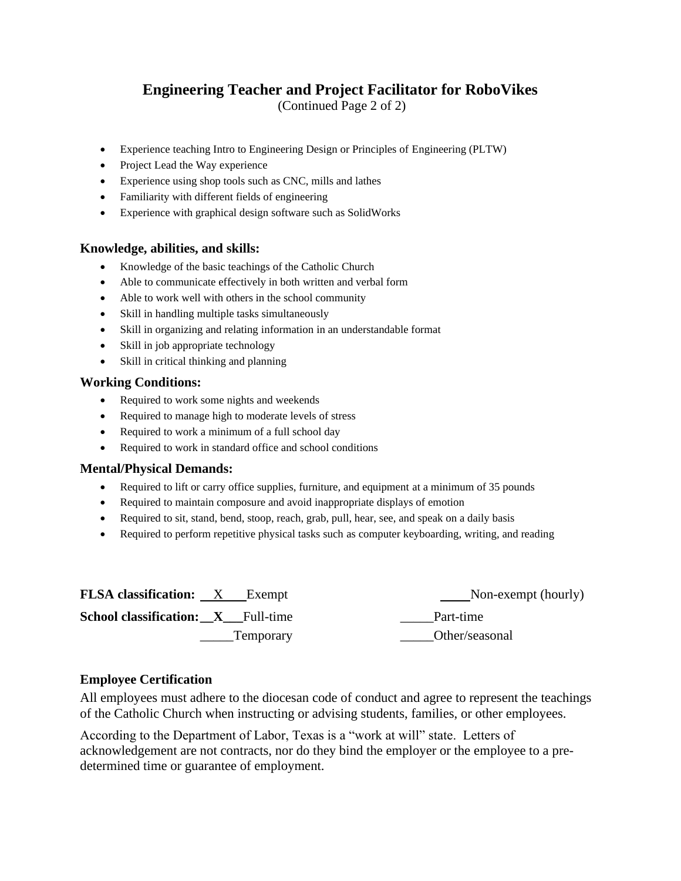# Engineering Teacher and Project Facilitator for RoboVikes

(Continued Page 2 of 2)

- Experience teaching Intro to Engineering Design or Principles of Engineering (PLTW)
- Project Lead the Way experience
- Experience using shop tools such as CNC, mills and lathes
- Familiarity with different fields of engineering
- Experience with graphical design software such as SolidWorks

### Knowledge, abilities, and skills:

- Knowledge of the basic teachings of the Catholic Church
- Able to communicate effectively in both written and verbal form
- Able to work well with others in the school community
- Skill in handling multiple tasks simultaneously
- Skill in organizing and relating information in an understandable format
- Skill in job appropriate technology
- Skill in critical thinking and planning

### Working Conditions:

- Required to work some nights and weekends
- Required to manage high to moderate levels of stress
- Required to work a minimum of a full school day
- Required to work in standard office and school conditions

### Mental/Physical Demands:

- Required to lift or carry office supplies, furniture, and equipment at a minimum of 35 pounds
- Required to maintain composure and avoid inappropriate displays of emotion
- Required to sit, stand, bend, stoop, reach, grab, pull, hear, see, and speak on a daily basis
- Required to perform repetitive physical tasks such as computer keyboarding, writing, and reading

**FLSA classification:** __X__ Exempt ____ Non-exempt (hourly)

**School classification:** __X__ Full-time _____ Part-time

_____ Temporary _____ Other/seasonal

### Employee Certification

All employees must adhere to the diocesan code of conduct and agree to represent the teachings of the Catholic Church when instructing or advising students, families, or other employees.

According to the Department of Labor, Texas is a "work at will" state. Letters of acknowledgement are not contracts, nor do they bind the employer or the employee to a pre-determined time or guarantee of employment.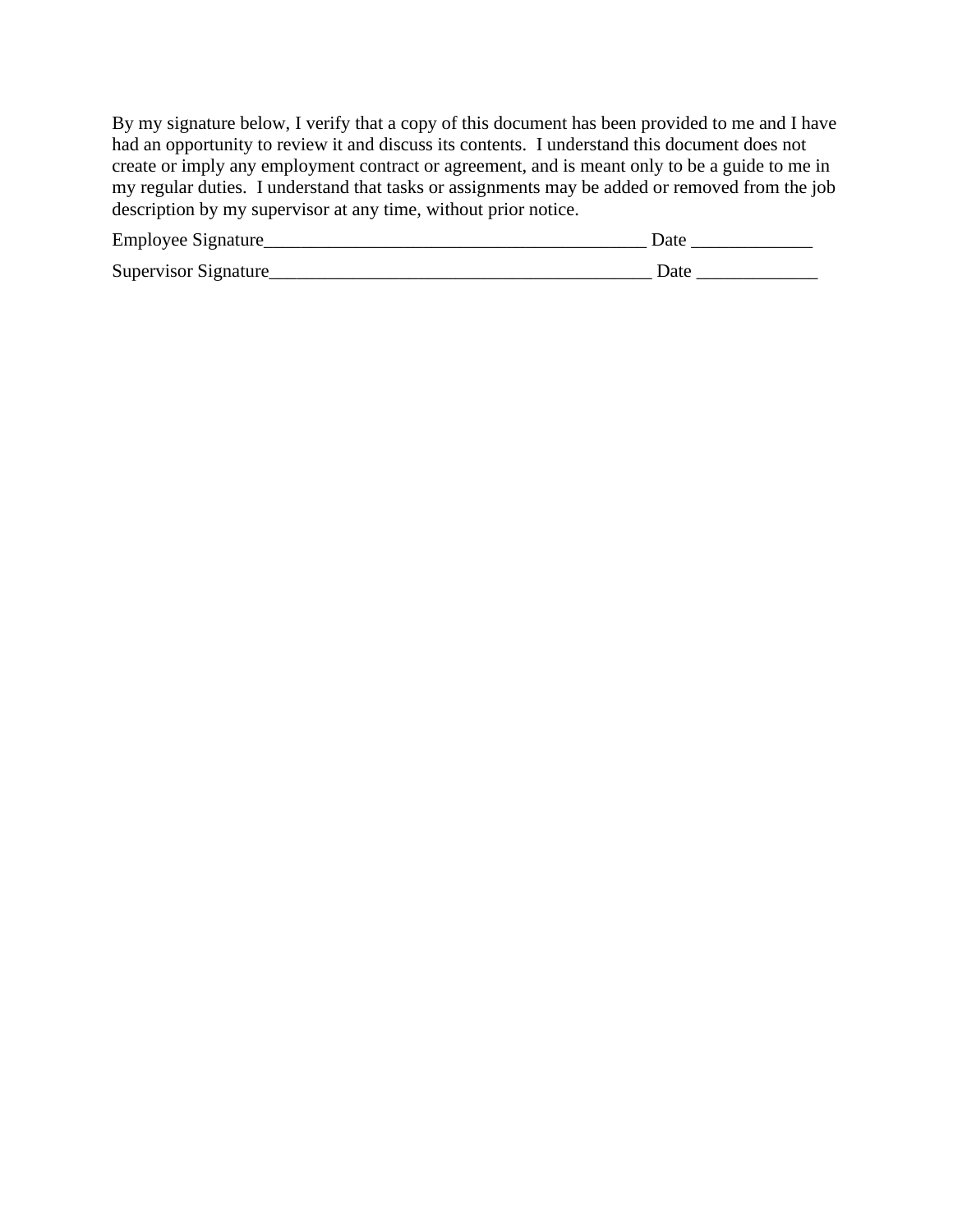By my signature below, I verify that a copy of this document has been provided to me and I have had an opportunity to review it and discuss its contents.  I understand this document does not create or imply any employment contract or agreement, and is meant only to be a guide to me in my regular duties.  I understand that tasks or assignments may be added or removed from the job description by my supervisor at any time, without prior notice.

Employee Signature__________________________________________ Date _____________

Supervisor Signature__________________________________________ Date _____________